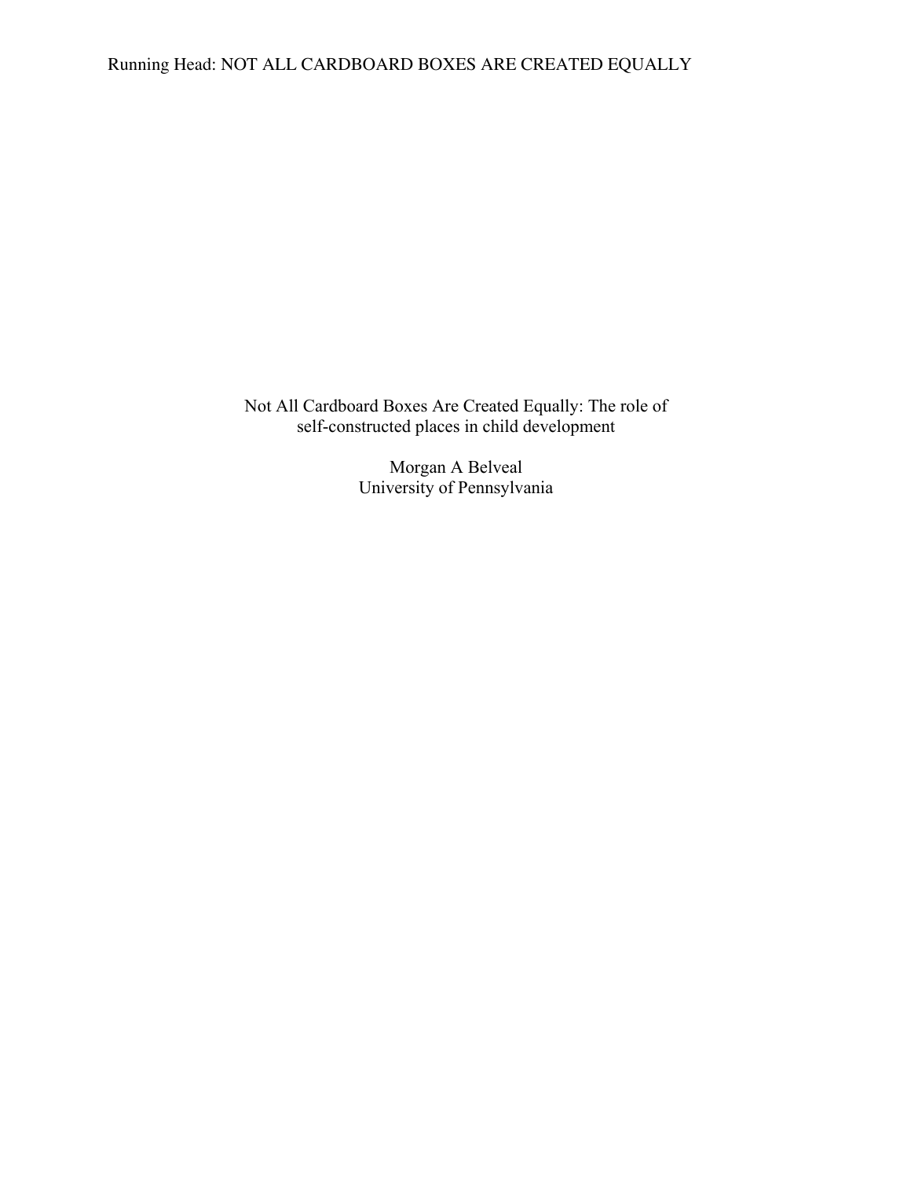# Not All Cardboard Boxes Are Created Equally: The role of self-constructed places in child development

Morgan A Belveal
University of Pennsylvania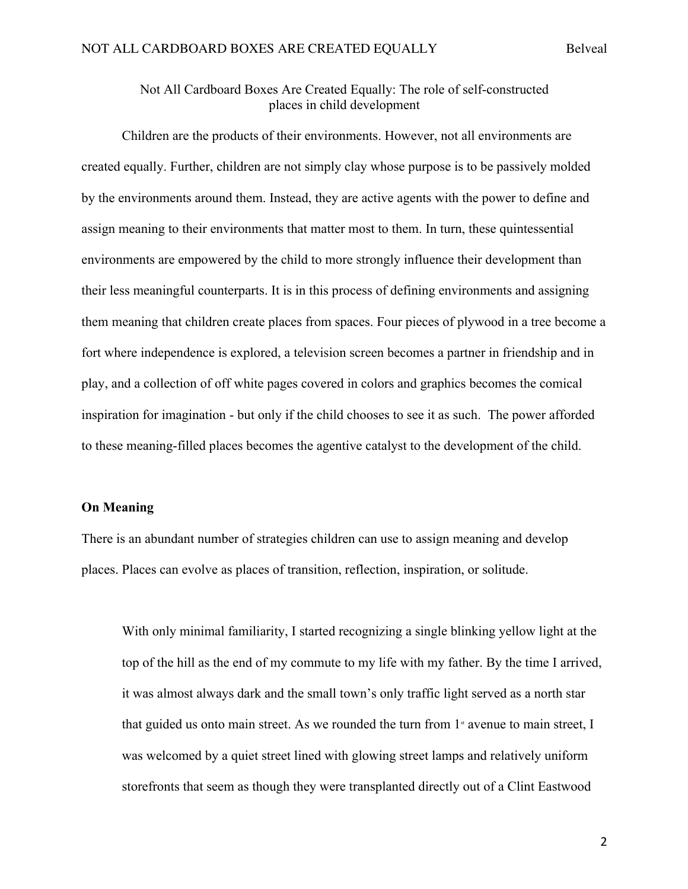Not All Cardboard Boxes Are Created Equally: The role of self-constructed places in child development

Children are the products of their environments. However, not all environments are created equally. Further, children are not simply clay whose purpose is to be passively molded by the environments around them. Instead, they are active agents with the power to define and assign meaning to their environments that matter most to them. In turn, these quintessential environments are empowered by the child to more strongly influence their development than their less meaningful counterparts. It is in this process of defining environments and assigning them meaning that children create places from spaces. Four pieces of plywood in a tree become a fort where independence is explored, a television screen becomes a partner in friendship and in play, and a collection of off white pages covered in colors and graphics becomes the comical inspiration for imagination - but only if the child chooses to see it as such. The power afforded to these meaning-filled places becomes the agentive catalyst to the development of the child.

**On Meaning**

There is an abundant number of strategies children can use to assign meaning and develop places. Places can evolve as places of transition, reflection, inspiration, or solitude.

> With only minimal familiarity, I started recognizing a single blinking yellow light at the top of the hill as the end of my commute to my life with my father. By the time I arrived, it was almost always dark and the small town's only traffic light served as a north star that guided us onto main street. As we rounded the turn from 1st avenue to main street, I was welcomed by a quiet street lined with glowing street lamps and relatively uniform storefronts that seem as though they were transplanted directly out of a Clint Eastwood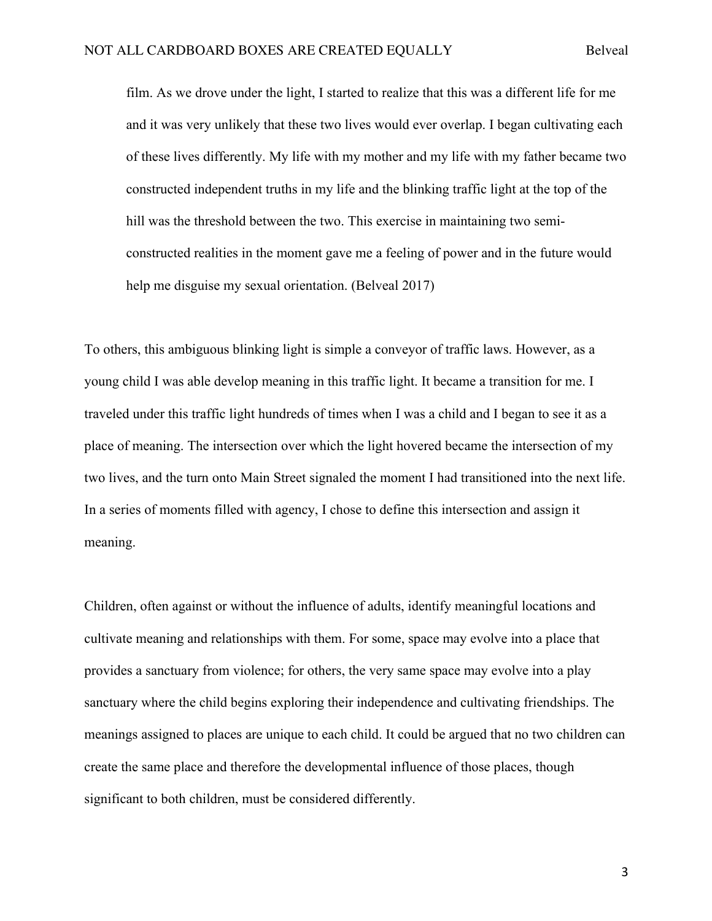> film. As we drove under the light, I started to realize that this was a different life for me and it was very unlikely that these two lives would ever overlap. I began cultivating each of these lives differently. My life with my mother and my life with my father became two constructed independent truths in my life and the blinking traffic light at the top of the hill was the threshold between the two. This exercise in maintaining two semi-constructed realities in the moment gave me a feeling of power and in the future would help me disguise my sexual orientation. (Belveal 2017)

To others, this ambiguous blinking light is simple a conveyor of traffic laws. However, as a young child I was able develop meaning in this traffic light. It became a transition for me. I traveled under this traffic light hundreds of times when I was a child and I began to see it as a place of meaning. The intersection over which the light hovered became the intersection of my two lives, and the turn onto Main Street signaled the moment I had transitioned into the next life. In a series of moments filled with agency, I chose to define this intersection and assign it meaning.

Children, often against or without the influence of adults, identify meaningful locations and cultivate meaning and relationships with them. For some, space may evolve into a place that provides a sanctuary from violence; for others, the very same space may evolve into a play sanctuary where the child begins exploring their independence and cultivating friendships. The meanings assigned to places are unique to each child. It could be argued that no two children can create the same place and therefore the developmental influence of those places, though significant to both children, must be considered differently.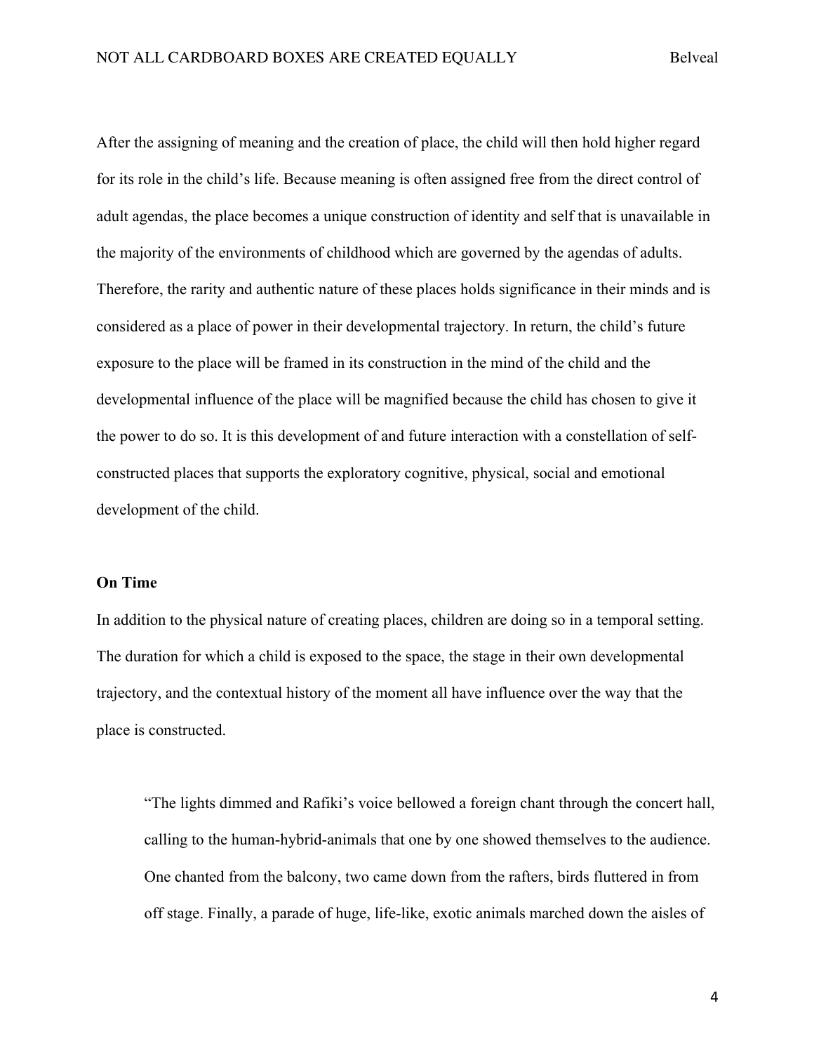After the assigning of meaning and the creation of place, the child will then hold higher regard for its role in the child's life. Because meaning is often assigned free from the direct control of adult agendas, the place becomes a unique construction of identity and self that is unavailable in the majority of the environments of childhood which are governed by the agendas of adults. Therefore, the rarity and authentic nature of these places holds significance in their minds and is considered as a place of power in their developmental trajectory. In return, the child's future exposure to the place will be framed in its construction in the mind of the child and the developmental influence of the place will be magnified because the child has chosen to give it the power to do so. It is this development of and future interaction with a constellation of self-constructed places that supports the exploratory cognitive, physical, social and emotional development of the child.

**On Time**

In addition to the physical nature of creating places, children are doing so in a temporal setting. The duration for which a child is exposed to the space, the stage in their own developmental trajectory, and the contextual history of the moment all have influence over the way that the place is constructed.

> "The lights dimmed and Rafiki's voice bellowed a foreign chant through the concert hall, calling to the human-hybrid-animals that one by one showed themselves to the audience. One chanted from the balcony, two came down from the rafters, birds fluttered in from off stage. Finally, a parade of huge, life-like, exotic animals marched down the aisles of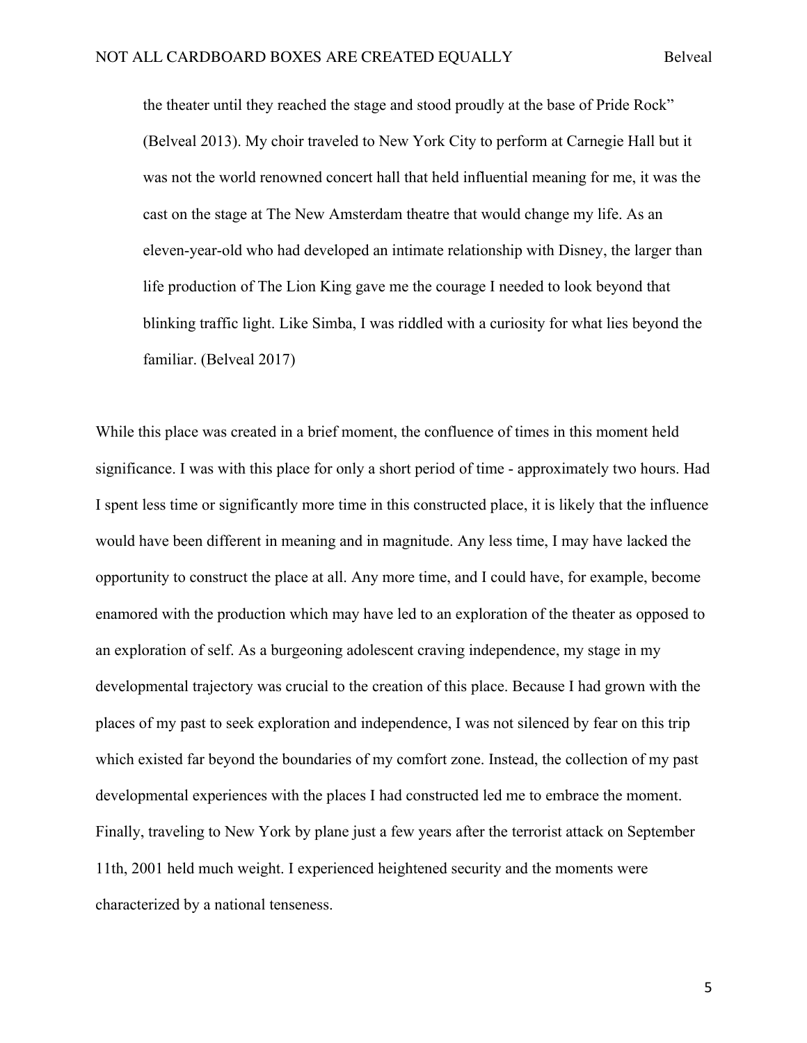> the theater until they reached the stage and stood proudly at the base of Pride Rock" (Belveal 2013). My choir traveled to New York City to perform at Carnegie Hall but it was not the world renowned concert hall that held influential meaning for me, it was the cast on the stage at The New Amsterdam theatre that would change my life. As an eleven-year-old who had developed an intimate relationship with Disney, the larger than life production of The Lion King gave me the courage I needed to look beyond that blinking traffic light. Like Simba, I was riddled with a curiosity for what lies beyond the familiar. (Belveal 2017)

While this place was created in a brief moment, the confluence of times in this moment held significance. I was with this place for only a short period of time - approximately two hours. Had I spent less time or significantly more time in this constructed place, it is likely that the influence would have been different in meaning and in magnitude. Any less time, I may have lacked the opportunity to construct the place at all. Any more time, and I could have, for example, become enamored with the production which may have led to an exploration of the theater as opposed to an exploration of self. As a burgeoning adolescent craving independence, my stage in my developmental trajectory was crucial to the creation of this place. Because I had grown with the places of my past to seek exploration and independence, I was not silenced by fear on this trip which existed far beyond the boundaries of my comfort zone. Instead, the collection of my past developmental experiences with the places I had constructed led me to embrace the moment. Finally, traveling to New York by plane just a few years after the terrorist attack on September 11th, 2001 held much weight. I experienced heightened security and the moments were characterized by a national tenseness.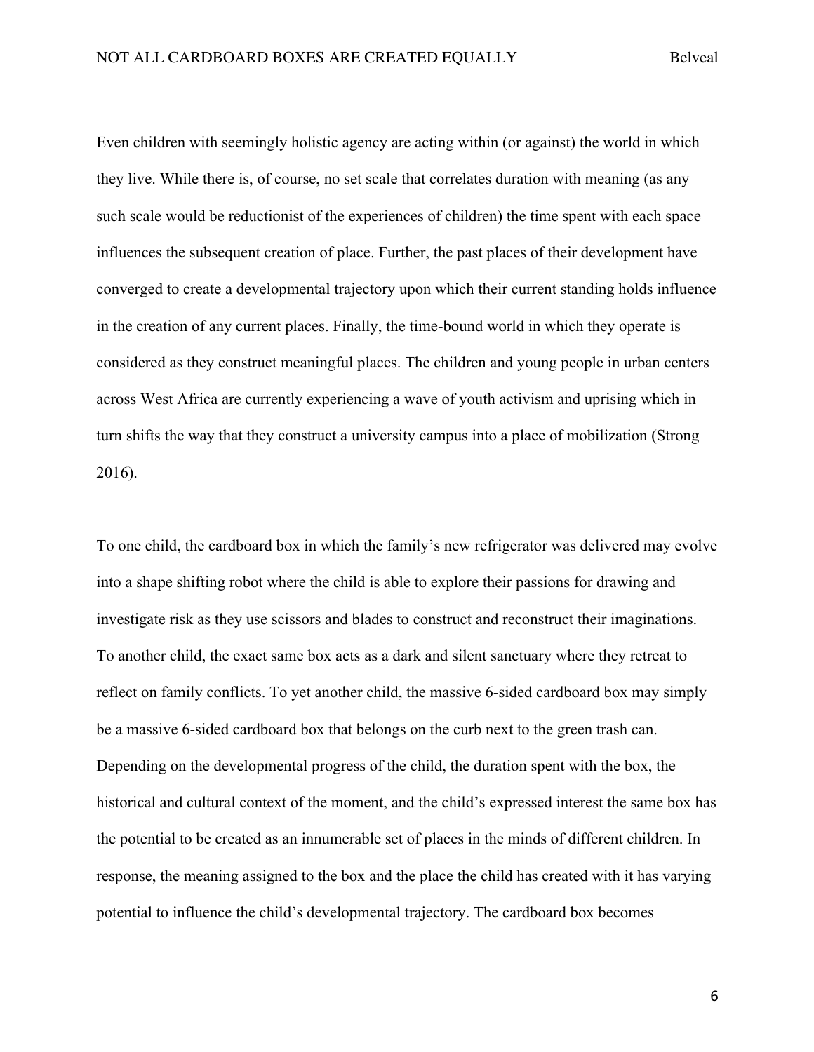Even children with seemingly holistic agency are acting within (or against) the world in which they live. While there is, of course, no set scale that correlates duration with meaning (as any such scale would be reductionist of the experiences of children) the time spent with each space influences the subsequent creation of place. Further, the past places of their development have converged to create a developmental trajectory upon which their current standing holds influence in the creation of any current places. Finally, the time-bound world in which they operate is considered as they construct meaningful places. The children and young people in urban centers across West Africa are currently experiencing a wave of youth activism and uprising which in turn shifts the way that they construct a university campus into a place of mobilization (Strong 2016).

To one child, the cardboard box in which the family's new refrigerator was delivered may evolve into a shape shifting robot where the child is able to explore their passions for drawing and investigate risk as they use scissors and blades to construct and reconstruct their imaginations. To another child, the exact same box acts as a dark and silent sanctuary where they retreat to reflect on family conflicts. To yet another child, the massive 6-sided cardboard box may simply be a massive 6-sided cardboard box that belongs on the curb next to the green trash can. Depending on the developmental progress of the child, the duration spent with the box, the historical and cultural context of the moment, and the child's expressed interest the same box has the potential to be created as an innumerable set of places in the minds of different children. In response, the meaning assigned to the box and the place the child has created with it has varying potential to influence the child's developmental trajectory. The cardboard box becomes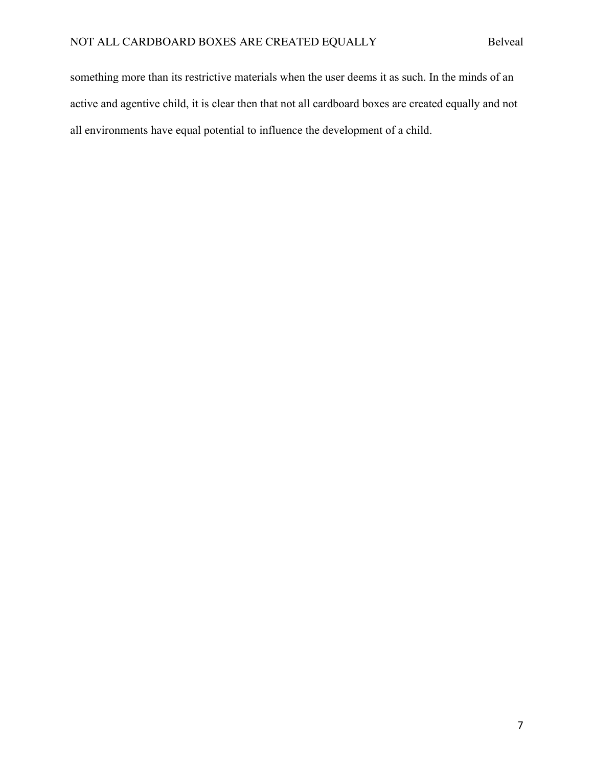something more than its restrictive materials when the user deems it as such. In the minds of an active and agentive child, it is clear then that not all cardboard boxes are created equally and not all environments have equal potential to influence the development of a child.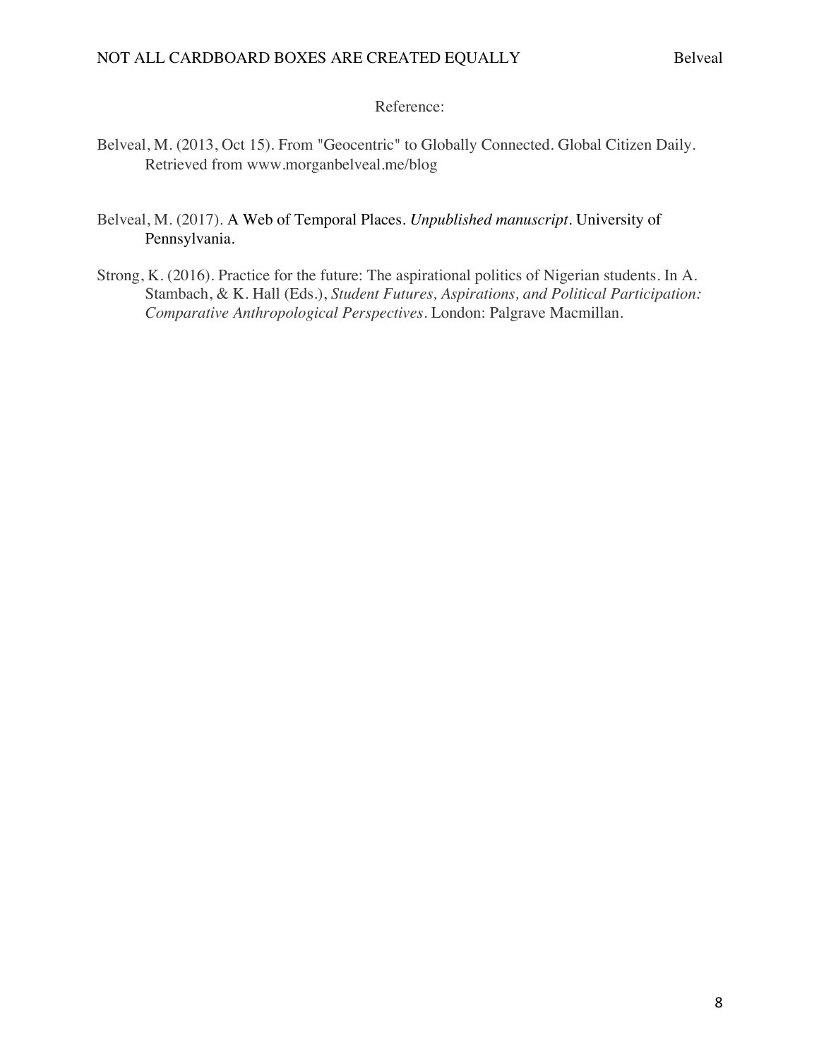## Reference:

Belveal, M. (2013, Oct 15). From "Geocentric" to Globally Connected. Global Citizen Daily. Retrieved from www.morganbelveal.me/blog

Belveal, M. (2017). A Web of Temporal Places. *Unpublished manuscript*. University of Pennsylvania.

Strong, K. (2016). Practice for the future: The aspirational politics of Nigerian students. In A. Stambach, & K. Hall (Eds.), *Student Futures, Aspirations, and Political Participation: Comparative Anthropological Perspectives*. London: Palgrave Macmillan.